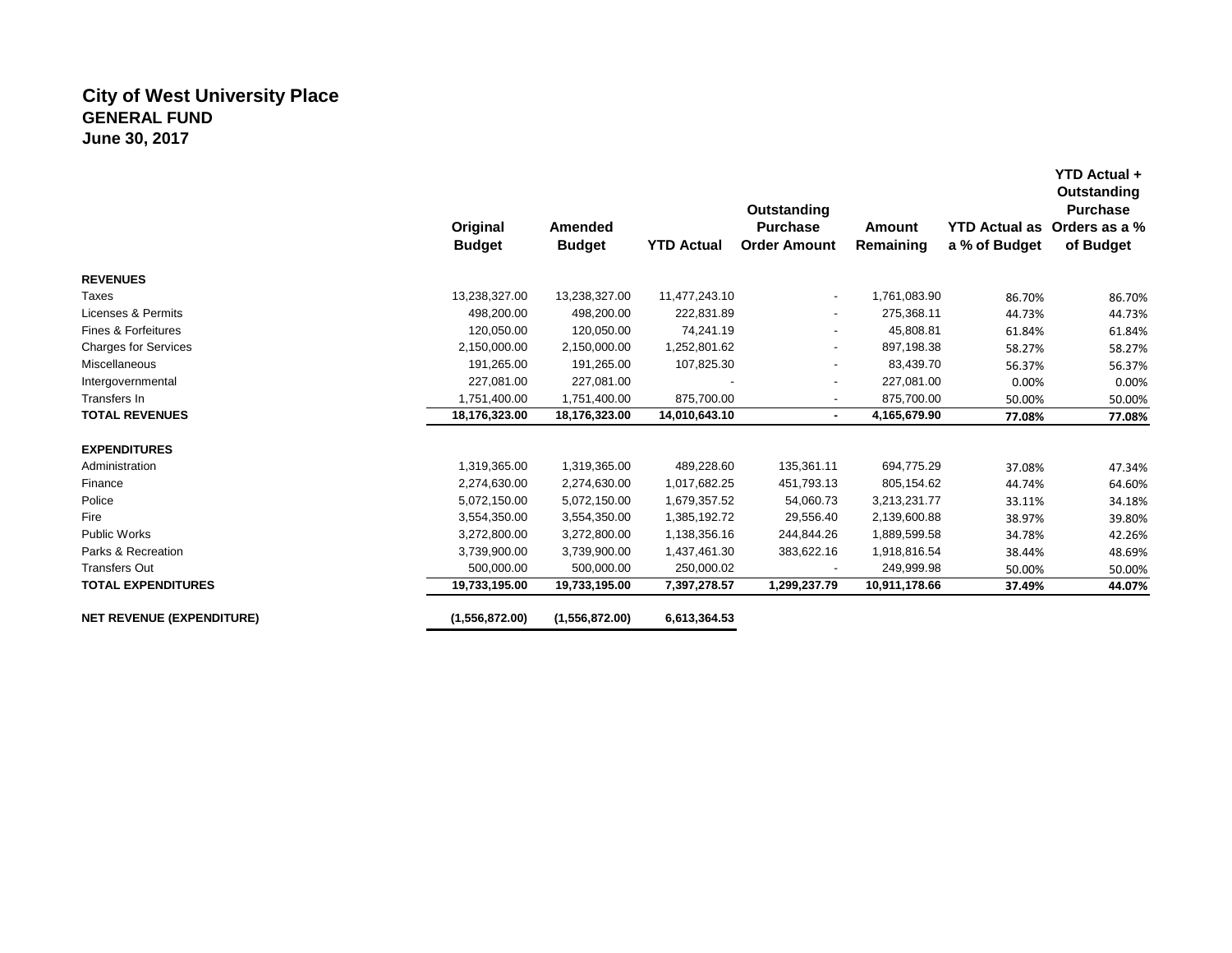# City of West University Place
## GENERAL FUND
### June 30, 2017

| | Original Budget | Amended Budget | YTD Actual | Outstanding Purchase Order Amount | Amount Remaining | YTD Actual as a % of Budget | YTD Actual + Outstanding Purchase Orders as a % of Budget |
|---|---|---|---|---|---|---|---|
| **REVENUES** | | | | | | | |
| Taxes | 13,238,327.00 | 13,238,327.00 | 11,477,243.10 | - | 1,761,083.90 | 86.70% | 86.70% |
| Licenses & Permits | 498,200.00 | 498,200.00 | 222,831.89 | - | 275,368.11 | 44.73% | 44.73% |
| Fines & Forfeitures | 120,050.00 | 120,050.00 | 74,241.19 | - | 45,808.81 | 61.84% | 61.84% |
| Charges for Services | 2,150,000.00 | 2,150,000.00 | 1,252,801.62 | - | 897,198.38 | 58.27% | 58.27% |
| Miscellaneous | 191,265.00 | 191,265.00 | 107,825.30 | - | 83,439.70 | 56.37% | 56.37% |
| Intergovernmental | 227,081.00 | 227,081.00 | - | - | 227,081.00 | 0.00% | 0.00% |
| Transfers In | 1,751,400.00 | 1,751,400.00 | 875,700.00 | - | 875,700.00 | 50.00% | 50.00% |
| **TOTAL REVENUES** | **18,176,323.00** | **18,176,323.00** | **14,010,643.10** | **-** | **4,165,679.90** | **77.08%** | **77.08%** |
| **EXPENDITURES** | | | | | | | |
| Administration | 1,319,365.00 | 1,319,365.00 | 489,228.60 | 135,361.11 | 694,775.29 | 37.08% | 47.34% |
| Finance | 2,274,630.00 | 2,274,630.00 | 1,017,682.25 | 451,793.13 | 805,154.62 | 44.74% | 64.60% |
| Police | 5,072,150.00 | 5,072,150.00 | 1,679,357.52 | 54,060.73 | 3,213,231.77 | 33.11% | 34.18% |
| Fire | 3,554,350.00 | 3,554,350.00 | 1,385,192.72 | 29,556.40 | 2,139,600.88 | 38.97% | 39.80% |
| Public Works | 3,272,800.00 | 3,272,800.00 | 1,138,356.16 | 244,844.26 | 1,889,599.58 | 34.78% | 42.26% |
| Parks & Recreation | 3,739,900.00 | 3,739,900.00 | 1,437,461.30 | 383,622.16 | 1,918,816.54 | 38.44% | 48.69% |
| Transfers Out | 500,000.00 | 500,000.00 | 250,000.02 | - | 249,999.98 | 50.00% | 50.00% |
| **TOTAL EXPENDITURES** | **19,733,195.00** | **19,733,195.00** | **7,397,278.57** | **1,299,237.79** | **10,911,178.66** | **37.49%** | **44.07%** |
| **NET REVENUE (EXPENDITURE)** | **(1,556,872.00)** | **(1,556,872.00)** | **6,613,364.53** | | | | |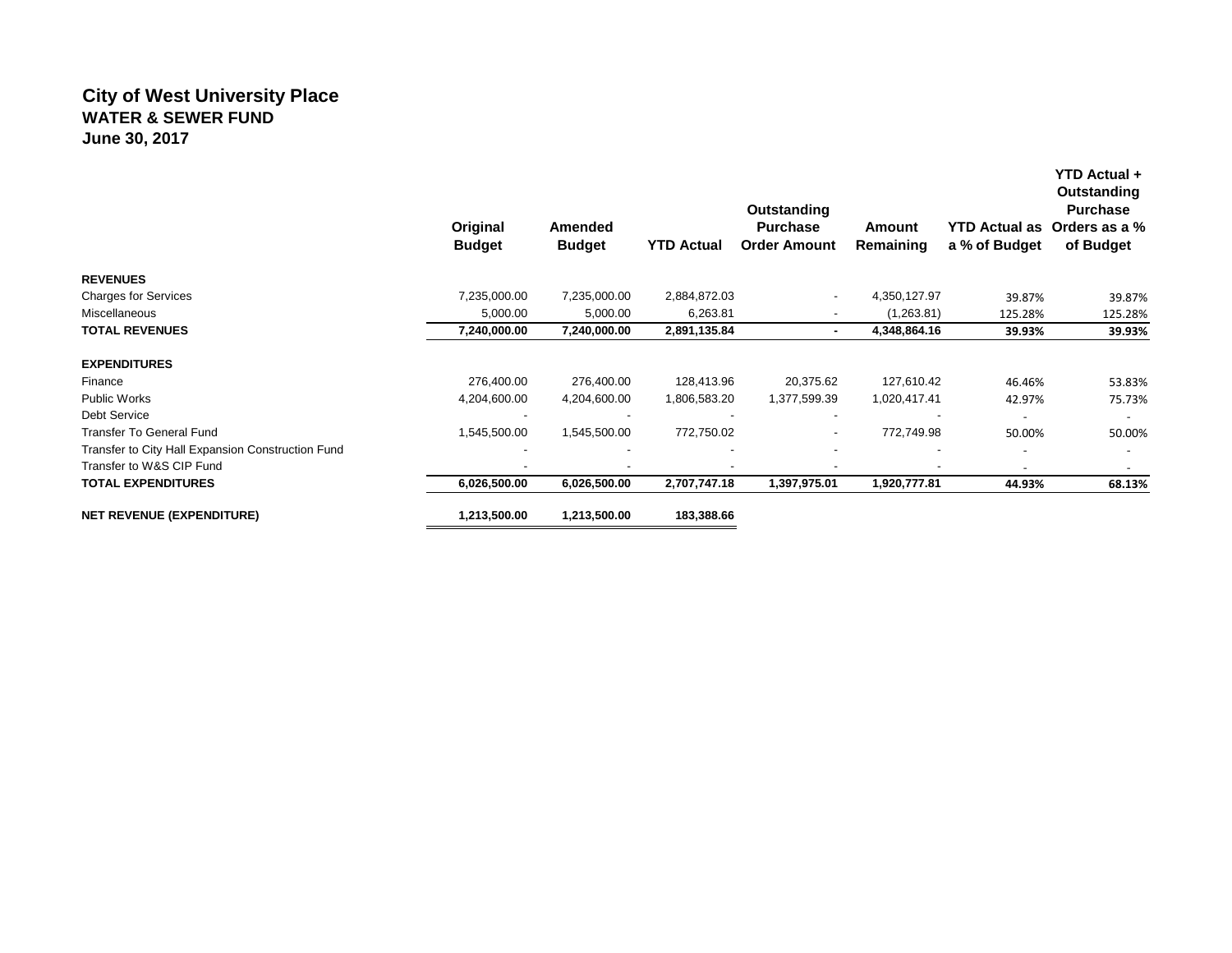# City of West University Place
## WATER & SEWER FUND
## June 30, 2017

| | Original Budget | Amended Budget | YTD Actual | Outstanding Purchase Order Amount | Amount Remaining | YTD Actual as a % of Budget | YTD Actual + Outstanding Purchase Orders as a % of Budget |
|---|---|---|---|---|---|---|---|
| **REVENUES** | | | | | | | |
| Charges for Services | 7,235,000.00 | 7,235,000.00 | 2,884,872.03 | - | 4,350,127.97 | 39.87% | 39.87% |
| Miscellaneous | 5,000.00 | 5,000.00 | 6,263.81 | - | (1,263.81) | 125.28% | 125.28% |
| **TOTAL REVENUES** | **7,240,000.00** | **7,240,000.00** | **2,891,135.84** | **-** | **4,348,864.16** | **39.93%** | **39.93%** |
| **EXPENDITURES** | | | | | | | |
| Finance | 276,400.00 | 276,400.00 | 128,413.96 | 20,375.62 | 127,610.42 | 46.46% | 53.83% |
| Public Works | 4,204,600.00 | 4,204,600.00 | 1,806,583.20 | 1,377,599.39 | 1,020,417.41 | 42.97% | 75.73% |
| Debt Service | - | - | - | - | - | - | - |
| Transfer To General Fund | 1,545,500.00 | 1,545,500.00 | 772,750.02 | - | 772,749.98 | 50.00% | 50.00% |
| Transfer to City Hall Expansion Construction Fund | - | - | - | - | - | - | - |
| Transfer to W&S CIP Fund | - | - | - | - | - | - | - |
| **TOTAL EXPENDITURES** | **6,026,500.00** | **6,026,500.00** | **2,707,747.18** | **1,397,975.01** | **1,920,777.81** | **44.93%** | **68.13%** |
| **NET REVENUE (EXPENDITURE)** | **1,213,500.00** | **1,213,500.00** | **183,388.66** | | | | |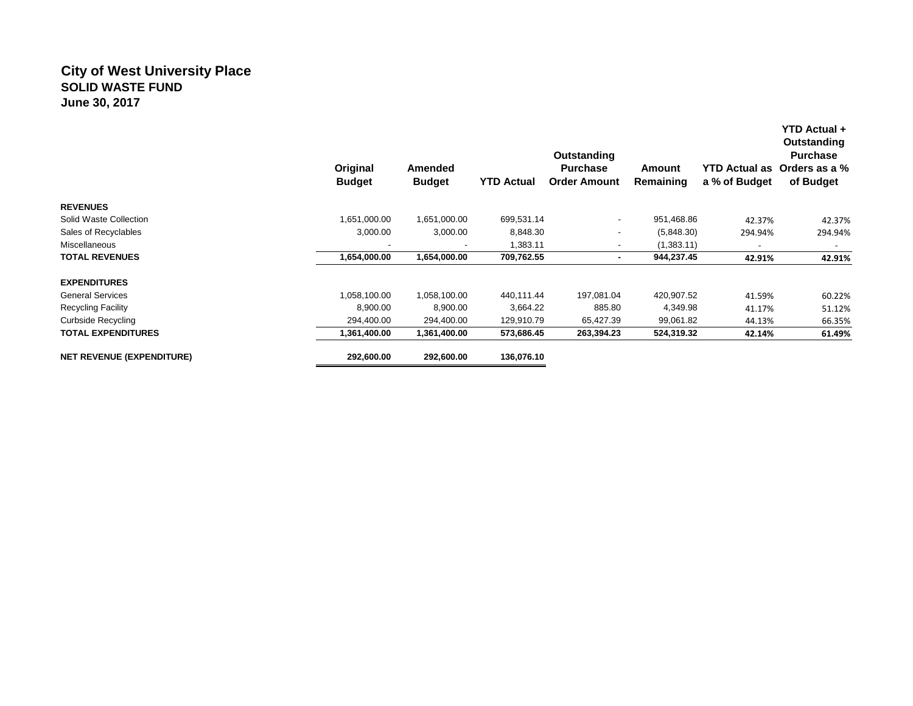# City of West University Place
## SOLID WASTE FUND
## June 30, 2017

| | Original Budget | Amended Budget | YTD Actual | Outstanding Purchase Order Amount | Amount Remaining | YTD Actual as a % of Budget | YTD Actual + Outstanding Purchase Orders as a % of Budget |
|---|---|---|---|---|---|---|---|
| **REVENUES** | | | | | | | |
| Solid Waste Collection | 1,651,000.00 | 1,651,000.00 | 699,531.14 | - | 951,468.86 | 42.37% | 42.37% |
| Sales of Recyclables | 3,000.00 | 3,000.00 | 8,848.30 | - | (5,848.30) | 294.94% | 294.94% |
| Miscellaneous | - | - | 1,383.11 | - | (1,383.11) | - | - |
| **TOTAL REVENUES** | **1,654,000.00** | **1,654,000.00** | **709,762.55** | **-** | **944,237.45** | **42.91%** | **42.91%** |
| **EXPENDITURES** | | | | | | | |
| General Services | 1,058,100.00 | 1,058,100.00 | 440,111.44 | 197,081.04 | 420,907.52 | 41.59% | 60.22% |
| Recycling Facility | 8,900.00 | 8,900.00 | 3,664.22 | 885.80 | 4,349.98 | 41.17% | 51.12% |
| Curbside Recycling | 294,400.00 | 294,400.00 | 129,910.79 | 65,427.39 | 99,061.82 | 44.13% | 66.35% |
| **TOTAL EXPENDITURES** | **1,361,400.00** | **1,361,400.00** | **573,686.45** | **263,394.23** | **524,319.32** | **42.14%** | **61.49%** |
| **NET REVENUE (EXPENDITURE)** | **292,600.00** | **292,600.00** | **136,076.10** | | | | |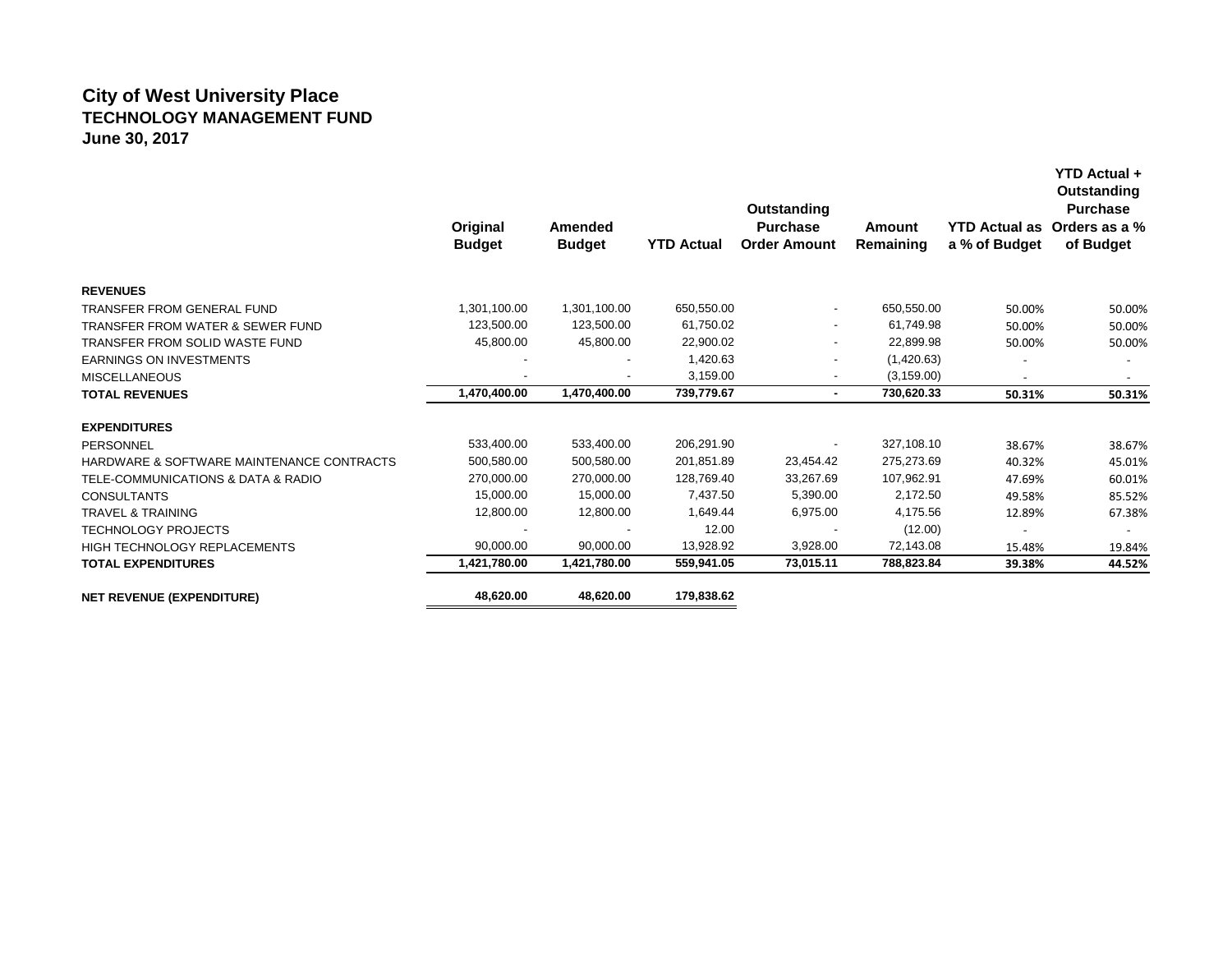# City of West University Place
## TECHNOLOGY MANAGEMENT FUND
### June 30, 2017

| | Original Budget | Amended Budget | YTD Actual | Outstanding Purchase Order Amount | Amount Remaining | YTD Actual as a % of Budget | YTD Actual + Outstanding Purchase Orders as a % of Budget |
|---|---|---|---|---|---|---|---|
| **REVENUES** | | | | | | | |
| TRANSFER FROM GENERAL FUND | 1,301,100.00 | 1,301,100.00 | 650,550.00 | - | 650,550.00 | 50.00% | 50.00% |
| TRANSFER FROM WATER & SEWER FUND | 123,500.00 | 123,500.00 | 61,750.02 | - | 61,749.98 | 50.00% | 50.00% |
| TRANSFER FROM SOLID WASTE FUND | 45,800.00 | 45,800.00 | 22,900.02 | - | 22,899.98 | 50.00% | 50.00% |
| EARNINGS ON INVESTMENTS | - | - | 1,420.63 | - | (1,420.63) | - | - |
| MISCELLANEOUS | - | - | 3,159.00 | - | (3,159.00) | - | - |
| **TOTAL REVENUES** | **1,470,400.00** | **1,470,400.00** | **739,779.67** | **-** | **730,620.33** | **50.31%** | **50.31%** |
| **EXPENDITURES** | | | | | | | |
| PERSONNEL | 533,400.00 | 533,400.00 | 206,291.90 | - | 327,108.10 | 38.67% | 38.67% |
| HARDWARE & SOFTWARE MAINTENANCE CONTRACTS | 500,580.00 | 500,580.00 | 201,851.89 | 23,454.42 | 275,273.69 | 40.32% | 45.01% |
| TELE-COMMUNICATIONS & DATA & RADIO | 270,000.00 | 270,000.00 | 128,769.40 | 33,267.69 | 107,962.91 | 47.69% | 60.01% |
| CONSULTANTS | 15,000.00 | 15,000.00 | 7,437.50 | 5,390.00 | 2,172.50 | 49.58% | 85.52% |
| TRAVEL & TRAINING | 12,800.00 | 12,800.00 | 1,649.44 | 6,975.00 | 4,175.56 | 12.89% | 67.38% |
| TECHNOLOGY PROJECTS | - | - | 12.00 | - | (12.00) | - | - |
| HIGH TECHNOLOGY REPLACEMENTS | 90,000.00 | 90,000.00 | 13,928.92 | 3,928.00 | 72,143.08 | 15.48% | 19.84% |
| **TOTAL EXPENDITURES** | **1,421,780.00** | **1,421,780.00** | **559,941.05** | **73,015.11** | **788,823.84** | **39.38%** | **44.52%** |
| **NET REVENUE (EXPENDITURE)** | **48,620.00** | **48,620.00** | **179,838.62** | | | | |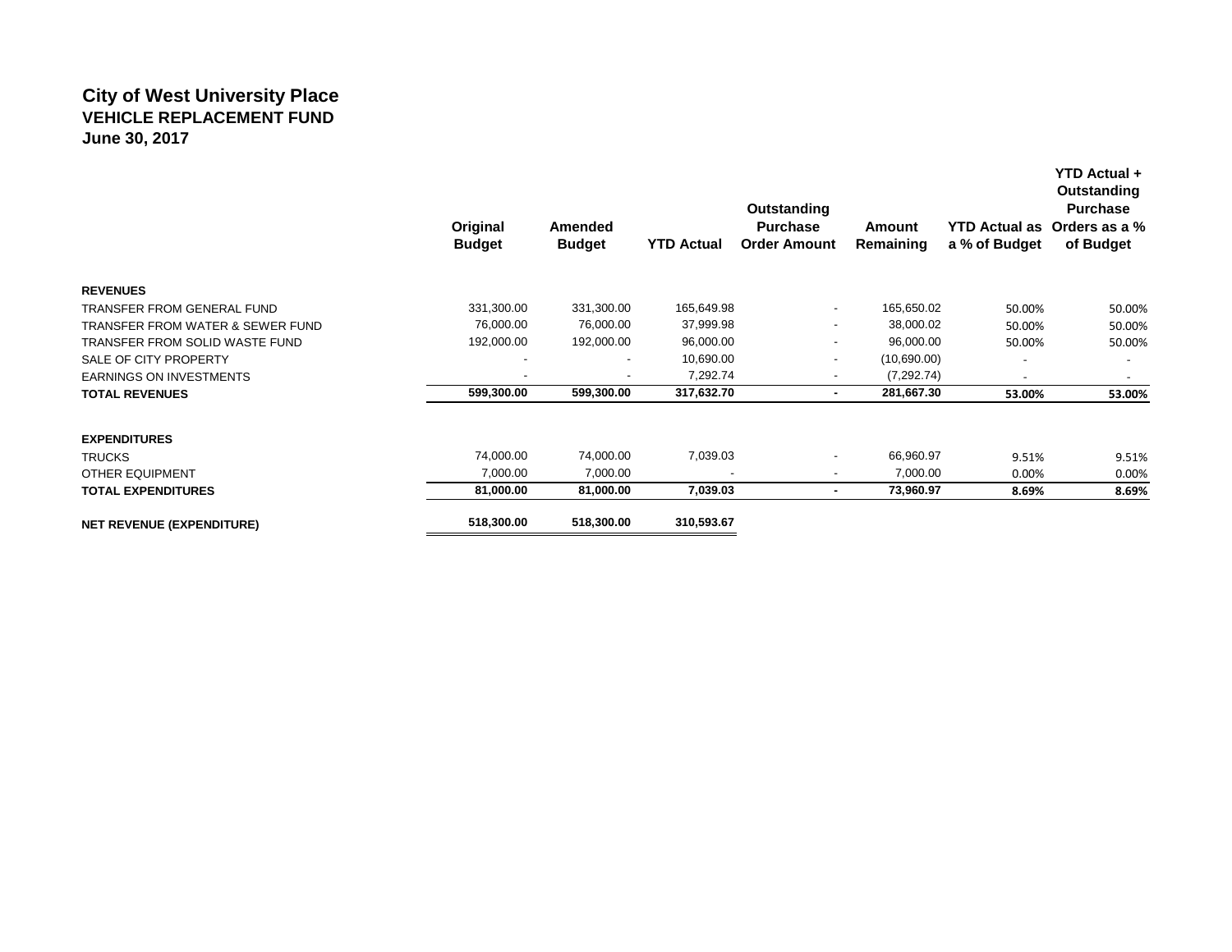# City of West University Place
## VEHICLE REPLACEMENT FUND
### June 30, 2017

| | Original Budget | Amended Budget | YTD Actual | Outstanding Purchase Order Amount | Amount Remaining | YTD Actual as a % of Budget | YTD Actual + Outstanding Purchase Orders as a % of Budget |
|---|---|---|---|---|---|---|---|
| **REVENUES** | | | | | | | |
| TRANSFER FROM GENERAL FUND | 331,300.00 | 331,300.00 | 165,649.98 | - | 165,650.02 | 50.00% | 50.00% |
| TRANSFER FROM WATER & SEWER FUND | 76,000.00 | 76,000.00 | 37,999.98 | - | 38,000.02 | 50.00% | 50.00% |
| TRANSFER FROM SOLID WASTE FUND | 192,000.00 | 192,000.00 | 96,000.00 | - | 96,000.00 | 50.00% | 50.00% |
| SALE OF CITY PROPERTY | - | - | 10,690.00 | - | (10,690.00) | - | - |
| EARNINGS ON INVESTMENTS | - | - | 7,292.74 | - | (7,292.74) | - | - |
| **TOTAL REVENUES** | **599,300.00** | **599,300.00** | **317,632.70** | **-** | **281,667.30** | **53.00%** | **53.00%** |
| **EXPENDITURES** | | | | | | | |
| TRUCKS | 74,000.00 | 74,000.00 | 7,039.03 | - | 66,960.97 | 9.51% | 9.51% |
| OTHER EQUIPMENT | 7,000.00 | 7,000.00 | - | - | 7,000.00 | 0.00% | 0.00% |
| **TOTAL EXPENDITURES** | **81,000.00** | **81,000.00** | **7,039.03** | **-** | **73,960.97** | **8.69%** | **8.69%** |
| **NET REVENUE (EXPENDITURE)** | **518,300.00** | **518,300.00** | **310,593.67** | | | | |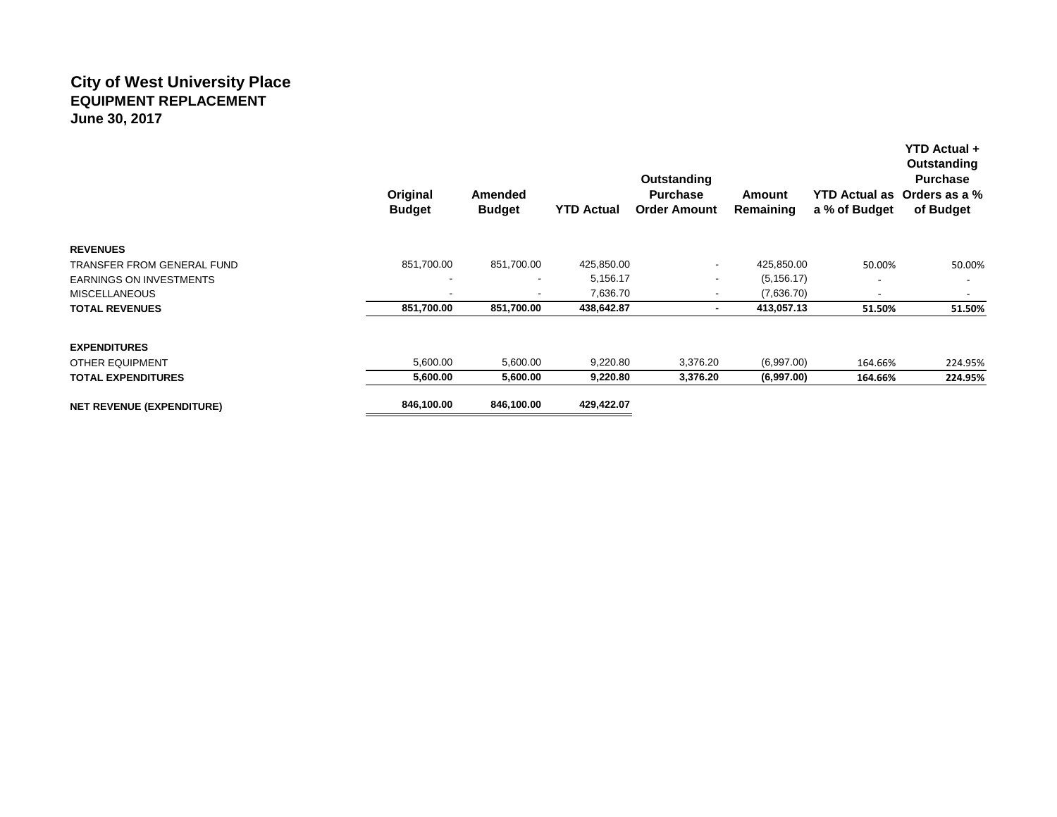# City of West University Place
## EQUIPMENT REPLACEMENT
## June 30, 2017

| | Original Budget | Amended Budget | YTD Actual | Outstanding Purchase Order Amount | Amount Remaining | YTD Actual as a % of Budget | YTD Actual + Outstanding Purchase Orders as a % of Budget |
|---|---|---|---|---|---|---|---|
| **REVENUES** | | | | | | | |
| TRANSFER FROM GENERAL FUND | 851,700.00 | 851,700.00 | 425,850.00 | - | 425,850.00 | 50.00% | 50.00% |
| EARNINGS ON INVESTMENTS | - | - | 5,156.17 | - | (5,156.17) | - | - |
| MISCELLANEOUS | - | - | 7,636.70 | - | (7,636.70) | - | - |
| **TOTAL REVENUES** | **851,700.00** | **851,700.00** | **438,642.87** | **-** | **413,057.13** | **51.50%** | **51.50%** |
| **EXPENDITURES** | | | | | | | |
| OTHER EQUIPMENT | 5,600.00 | 5,600.00 | 9,220.80 | 3,376.20 | (6,997.00) | 164.66% | 224.95% |
| **TOTAL EXPENDITURES** | **5,600.00** | **5,600.00** | **9,220.80** | **3,376.20** | **(6,997.00)** | **164.66%** | **224.95%** |
| **NET REVENUE (EXPENDITURE)** | **846,100.00** | **846,100.00** | **429,422.07** | | | | |